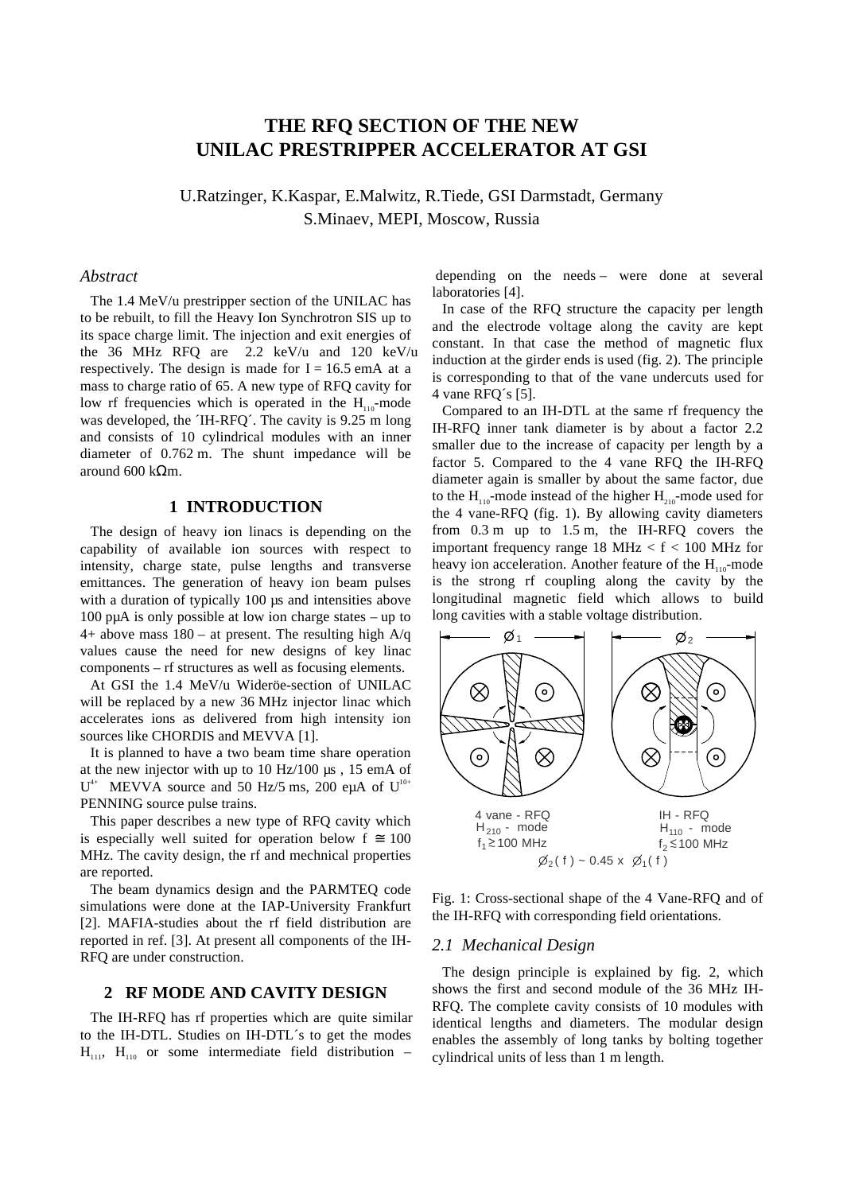# THE RFQ SECTION OF THE NEW UNILAC PRESTRIPPER ACCELERATOR AT GSI

U.Ratzinger, K.Kaspar, E.Malwitz, R.Tiede, GSI Darmstadt, Germany
S.Minaev, MEPI, Moscow, Russia

### *Abstract*

The 1.4 MeV/u prestripper section of the UNILAC has to be rebuilt, to fill the Heavy Ion Synchrotron SIS up to its space charge limit. The injection and exit energies of the 36 MHz RFQ are 2.2 keV/u and 120 keV/u respectively. The design is made for I = 16.5 emA at a mass to charge ratio of 65. A new type of RFQ cavity for low rf frequencies which is operated in the $H_{110}$-mode was developed, the ´IH-RFQ´. The cavity is 9.25 m long and consists of 10 cylindrical modules with an inner diameter of 0.762 m. The shunt impedance will be around 600 kΩm.

## 1 INTRODUCTION

The design of heavy ion linacs is depending on the capability of available ion sources with respect to intensity, charge state, pulse lengths and transverse emittances. The generation of heavy ion beam pulses with a duration of typically 100 µs and intensities above 100 pµA is only possible at low ion charge states – up to 4+ above mass 180 – at present. The resulting high A/q values cause the need for new designs of key linac components – rf structures as well as focusing elements.

At GSI the 1.4 MeV/u Wideröe-section of UNILAC will be replaced by a new 36 MHz injector linac which accelerates ions as delivered from high intensity ion sources like CHORDIS and MEVVA [1].

It is planned to have a two beam time share operation at the new injector with up to 10 Hz/100 µs , 15 emA of $U^{4+}$ MEVVA source and 50 Hz/5 ms, 200 eµA of $U^{10+}$ PENNING source pulse trains.

This paper describes a new type of RFQ cavity which is especially well suited for operation below f ≅ 100 MHz. The cavity design, the rf and mechnical properties are reported.

The beam dynamics design and the PARMTEQ code simulations were done at the IAP-University Frankfurt [2]. MAFIA-studies about the rf field distribution are reported in ref. [3]. At present all components of the IH-RFQ are under construction.

## 2 RF MODE AND CAVITY DESIGN

The IH-RFQ has rf properties which are quite similar to the IH-DTL. Studies on IH-DTL´s to get the modes $H_{111}$, $H_{110}$ or some intermediate field distribution – depending on the needs – were done at several laboratories [4].

In case of the RFQ structure the capacity per length and the electrode voltage along the cavity are kept constant. In that case the method of magnetic flux induction at the girder ends is used (fig. 2). The principle is corresponding to that of the vane undercuts used for 4 vane RFQ´s [5].

Compared to an IH-DTL at the same rf frequency the IH-RFQ inner tank diameter is by about a factor 2.2 smaller due to the increase of capacity per length by a factor 5. Compared to the 4 vane RFQ the IH-RFQ diameter again is smaller by about the same factor, due to the $H_{110}$-mode instead of the higher $H_{210}$-mode used for the 4 vane-RFQ (fig. 1). By allowing cavity diameters from 0.3 m up to 1.5 m, the IH-RFQ covers the important frequency range 18 MHz < f < 100 MHz for heavy ion acceleration. Another feature of the $H_{110}$-mode is the strong rf coupling along the cavity by the longitudinal magnetic field which allows to build long cavities with a stable voltage distribution.

4 vane - RFQ, $H_{210}$ - mode, $f_1 \geq 100$ MHz — IH - RFQ, $H_{110}$ - mode, $f_2 \leq 100$ MHz

$\varnothing_2(f) \sim 0.45 \times \varnothing_1(f)$

Fig. 1: Cross-sectional shape of the 4 Vane-RFQ and of the IH-RFQ with corresponding field orientations.

### *2.1 Mechanical Design*

The design principle is explained by fig. 2, which shows the first and second module of the 36 MHz IH-RFQ. The complete cavity consists of 10 modules with identical lengths and diameters. The modular design enables the assembly of long tanks by bolting together cylindrical units of less than 1 m length.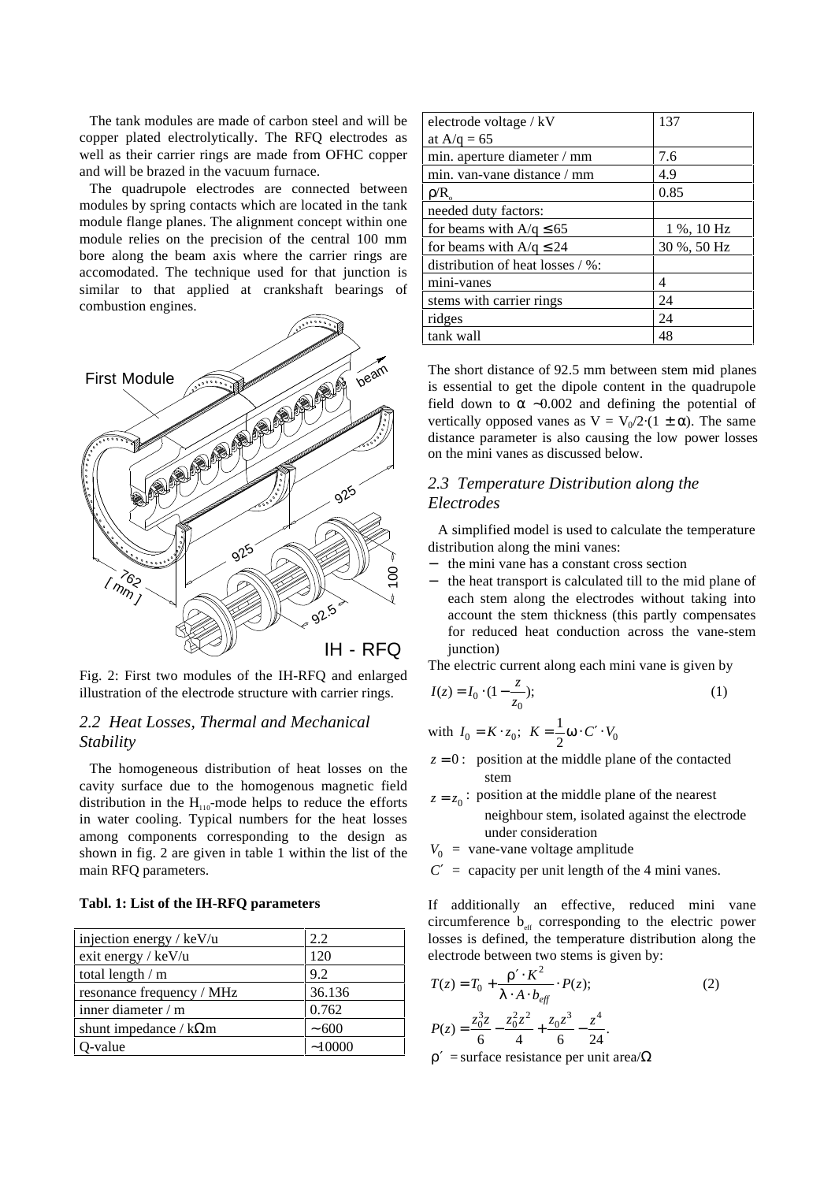The tank modules are made of carbon steel and will be copper plated electrolytically. The RFQ electrodes as well as their carrier rings are made from OFHC copper and will be brazed in the vacuum furnace.

The quadrupole electrodes are connected between modules by spring contacts which are located in the tank module flange planes. The alignment concept within one module relies on the precision of the central 100 mm bore along the beam axis where the carrier rings are accomodated. The technique used for that junction is similar to that applied at crankshaft bearings of combustion engines.

Fig. 2: First two modules of the IH-RFQ and enlarged illustration of the electrode structure with carrier rings.

## *2.2 Heat Losses, Thermal and Mechanical Stability*

The homogeneous distribution of heat losses on the cavity surface due to the homogenous magnetic field distribution in the $H_{110}$-mode helps to reduce the efforts in water cooling. Typical numbers for the heat losses among components corresponding to the design as shown in fig. 2 are given in table 1 within the list of the main RFQ parameters.

**Tabl. 1: List of the IH-RFQ parameters**

| | |
|---|---|
| injection energy / keV/u | 2.2 |
| exit energy / keV/u | 120 |
| total length / m | 9.2 |
| resonance frequency / MHz | 36.136 |
| inner diameter / m | 0.762 |
| shunt impedance / kΩm | ~ 600 |
| Q-value | ~10000 |
| electrode voltage / kV at A/q = 65 | 137 |
| min. aperture diameter / mm | 7.6 |
| min. van-vane distance / mm | 4.9 |
| $\rho/R_o$ | 0.85 |
| needed duty factors: | |
| for beams with A/q ≤ 65 | 1 %, 10 Hz |
| for beams with A/q ≤ 24 | 30 %, 50 Hz |
| distribution of heat losses / %: | |
| mini-vanes | 4 |
| stems with carrier rings | 24 |
| ridges | 24 |
| tank wall | 48 |

The short distance of 92.5 mm between stem mid planes is essential to get the dipole content in the quadrupole field down to $\alpha \sim 0.002$ and defining the potential of vertically opposed vanes as $V = V_0/2 \cdot (1 \pm \alpha)$. The same distance parameter is also causing the low power losses on the mini vanes as discussed below.

## *2.3 Temperature Distribution along the Electrodes*

A simplified model is used to calculate the temperature distribution along the mini vanes:

- the mini vane has a constant cross section
- the heat transport is calculated till to the mid plane of each stem along the electrodes without taking into account the stem thickness (this partly compensates for reduced heat conduction across the vane-stem junction)

The electric current along each mini vane is given by

$$I(z) = I_0 \cdot (1 - \frac{z}{z_0}); \qquad (1)$$

with $I_0 = K \cdot z_0$; $K = \frac{1}{2}\omega \cdot C' \cdot V_0$

$z = 0$ : position at the middle plane of the contacted stem

$z = z_0$ : position at the middle plane of the nearest neighbour stem, isolated against the electrode under consideration

$V_0$ = vane-vane voltage amplitude

$C'$ = capacity per unit length of the 4 mini vanes.

If additionally an effective, reduced mini vane circumference $b_{eff}$ corresponding to the electric power losses is defined, the temperature distribution along the electrode between two stems is given by:

$$T(z) = T_0 + \frac{\rho' \cdot K^2}{\lambda \cdot A \cdot b_{eff}} \cdot P(z); \qquad (2)$$

$$P(z) = \frac{z_0^3 z}{6} - \frac{z_0^2 z^2}{4} + \frac{z_0 z^3}{6} - \frac{z^4}{24}.$$

$\rho'$ = surface resistance per unit area/Ω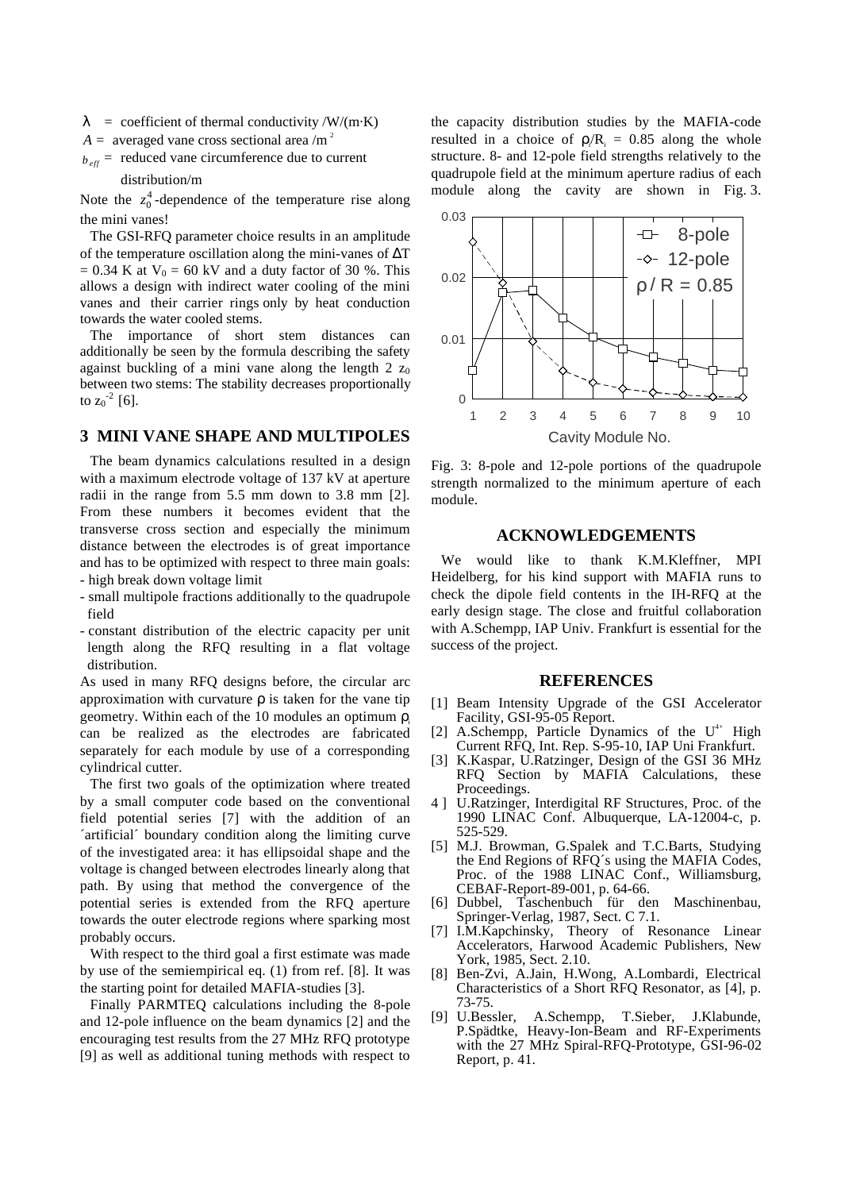$\lambda$ = coefficient of thermal conductivity /W/(m·K)

$A$ = averaged vane cross sectional area /m$^2$

$b_{eff}$ = reduced vane circumference due to current distribution/m

Note the $z_0^4$-dependence of the temperature rise along the mini vanes!

The GSI-RFQ parameter choice results in an amplitude of the temperature oscillation along the mini-vanes of $\Delta T = 0.34$ K at $V_0 = 60$ kV and a duty factor of 30 %. This allows a design with indirect water cooling of the mini vanes and their carrier rings only by heat conduction towards the water cooled stems.

The importance of short stem distances can additionally be seen by the formula describing the safety against buckling of a mini vane along the length $2\, z_0$ between two stems: The stability decreases proportionally to $z_0^{-2}$ [6].

## 3 MINI VANE SHAPE AND MULTIPOLES

The beam dynamics calculations resulted in a design with a maximum electrode voltage of 137 kV at aperture radii in the range from 5.5 mm down to 3.8 mm [2]. From these numbers it becomes evident that the transverse cross section and especially the minimum distance between the electrodes is of great importance and has to be optimized with respect to three main goals:

- high break down voltage limit
- small multipole fractions additionally to the quadrupole field
- constant distribution of the electric capacity per unit length along the RFQ resulting in a flat voltage distribution.

As used in many RFQ designs before, the circular arc approximation with curvature $\rho$ is taken for the vane tip geometry. Within each of the 10 modules an optimum $\rho_i$ can be realized as the electrodes are fabricated separately for each module by use of a corresponding cylindrical cutter.

The first two goals of the optimization where treated by a small computer code based on the conventional field potential series [7] with the addition of an ´artificial´ boundary condition along the limiting curve of the investigated area: it has ellipsoidal shape and the voltage is changed between electrodes linearly along that path. By using that method the convergence of the potential series is extended from the RFQ aperture towards the outer electrode regions where sparking most probably occurs.

With respect to the third goal a first estimate was made by use of the semiempirical eq. (1) from ref. [8]. It was the starting point for detailed MAFIA-studies [3].

Finally PARMTEQ calculations including the 8-pole and 12-pole influence on the beam dynamics [2] and the encouraging test results from the 27 MHz RFQ prototype [9] as well as additional tuning methods with respect to the capacity distribution studies by the MAFIA-code resulted in a choice of $\rho_i/R_i = 0.85$ along the whole structure. 8- and 12-pole field strengths relatively to the quadrupole field at the minimum aperture radius of each module along the cavity are shown in Fig. 3.

0.03
0.02
0.01
0
1 2 3 4 5 6 7 8 9 10
Cavity Module No.
8-pole
12-pole
ρ / R = 0.85

Fig. 3: 8-pole and 12-pole portions of the quadrupole strength normalized to the minimum aperture of each module.

## ACKNOWLEDGEMENTS

We would like to thank K.M.Kleffner, MPI Heidelberg, for his kind support with MAFIA runs to check the dipole field contents in the IH-RFQ at the early design stage. The close and fruitful collaboration with A.Schempp, IAP Univ. Frankfurt is essential for the success of the project.

## REFERENCES

[1] Beam Intensity Upgrade of the GSI Accelerator Facility, GSI-95-05 Report.

[2] A.Schempp, Particle Dynamics of the $U^{4+}$ High Current RFQ, Int. Rep. S-95-10, IAP Uni Frankfurt.

[3] K.Kaspar, U.Ratzinger, Design of the GSI 36 MHz RFQ Section by MAFIA Calculations, these Proceedings.

[4] U.Ratzinger, Interdigital RF Structures, Proc. of the 1990 LINAC Conf. Albuquerque, LA-12004-c, p. 525-529.

[5] M.J. Browman, G.Spalek and T.C.Barts, Studying the End Regions of RFQ´s using the MAFIA Codes, Proc. of the 1988 LINAC Conf., Williamsburg, CEBAF-Report-89-001, p. 64-66.

[6] Dubbel, Taschenbuch für den Maschinenbau, Springer-Verlag, 1987, Sect. C 7.1.

[7] I.M.Kapchinsky, Theory of Resonance Linear Accelerators, Harwood Academic Publishers, New York, 1985, Sect. 2.10.

[8] Ben-Zvi, A.Jain, H.Wong, A.Lombardi, Electrical Characteristics of a Short RFQ Resonator, as [4], p. 73-75.

[9] U.Bessler, A.Schempp, T.Sieber, J.Klabunde, P.Spädtke, Heavy-Ion-Beam and RF-Experiments with the 27 MHz Spiral-RFQ-Prototype, GSI-96-02 Report, p. 41.